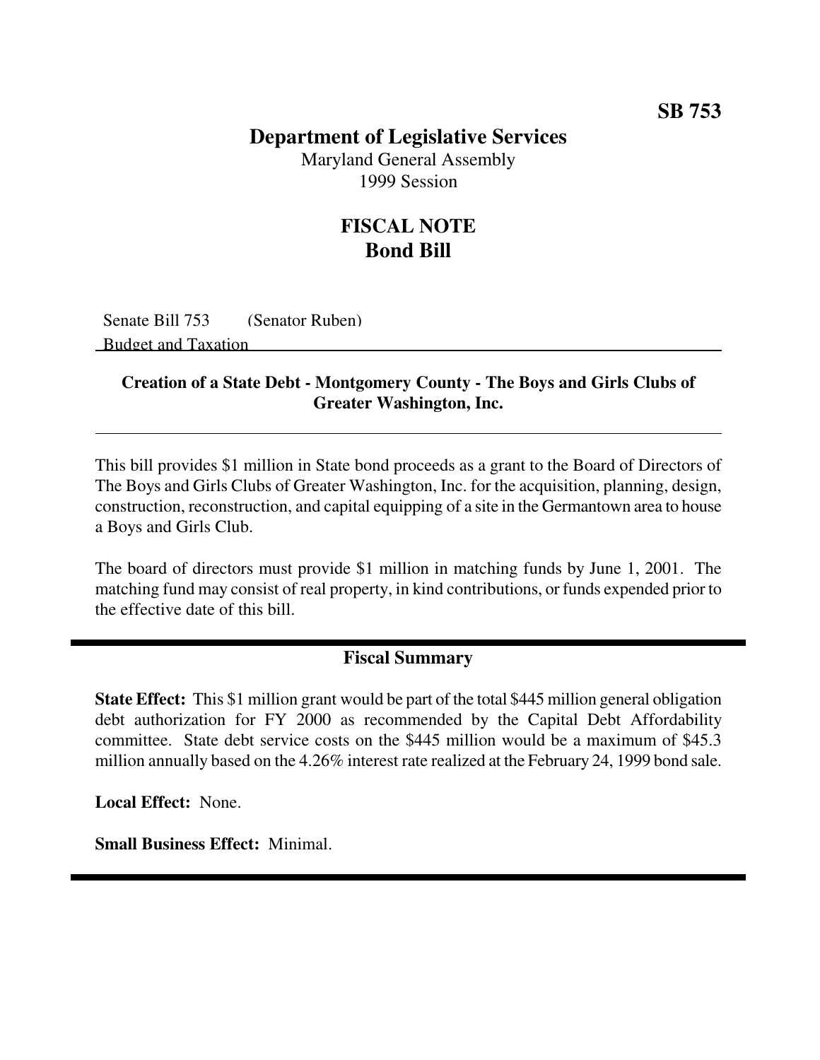SB 753

# Department of Legislative Services

Maryland General Assembly
1999 Session

## FISCAL NOTE
## Bond Bill

Senate Bill 753 (Senator Ruben)
Budget and Taxation

**Creation of a State Debt - Montgomery County - The Boys and Girls Clubs of Greater Washington, Inc.**

This bill provides $1 million in State bond proceeds as a grant to the Board of Directors of The Boys and Girls Clubs of Greater Washington, Inc. for the acquisition, planning, design, construction, reconstruction, and capital equipping of a site in the Germantown area to house a Boys and Girls Club.

The board of directors must provide $1 million in matching funds by June 1, 2001. The matching fund may consist of real property, in kind contributions, or funds expended prior to the effective date of this bill.

### Fiscal Summary

**State Effect:** This $1 million grant would be part of the total $445 million general obligation debt authorization for FY 2000 as recommended by the Capital Debt Affordability committee. State debt service costs on the $445 million would be a maximum of $45.3 million annually based on the 4.26% interest rate realized at the February 24, 1999 bond sale.

**Local Effect:** None.

**Small Business Effect:** Minimal.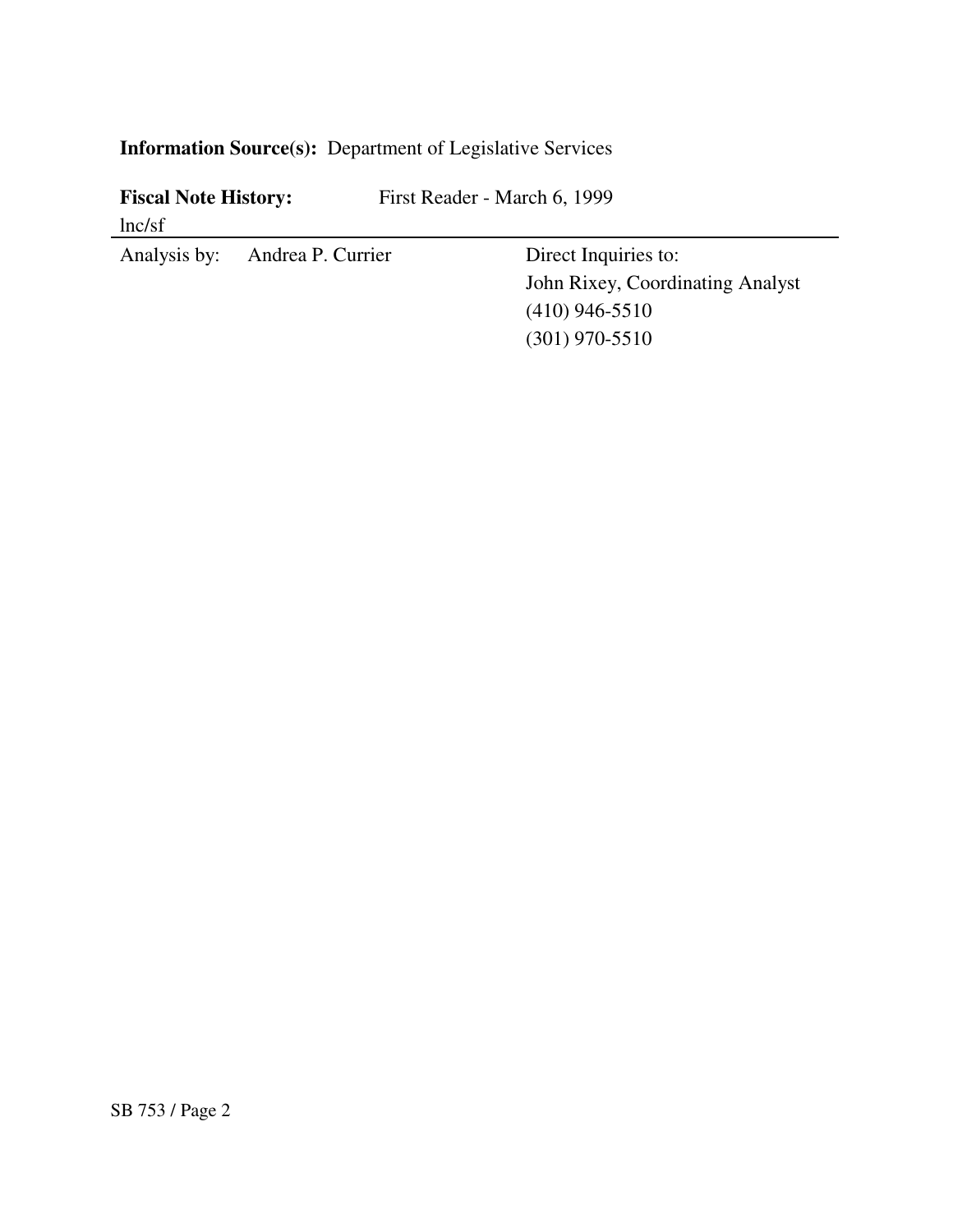**Information Source(s):** Department of Legislative Services

**Fiscal Note History:** First Reader - March 6, 1999

lnc/sf

---

Analysis by: Andrea P. Currier

Direct Inquiries to:
John Rixey, Coordinating Analyst
(410) 946-5510
(301) 970-5510